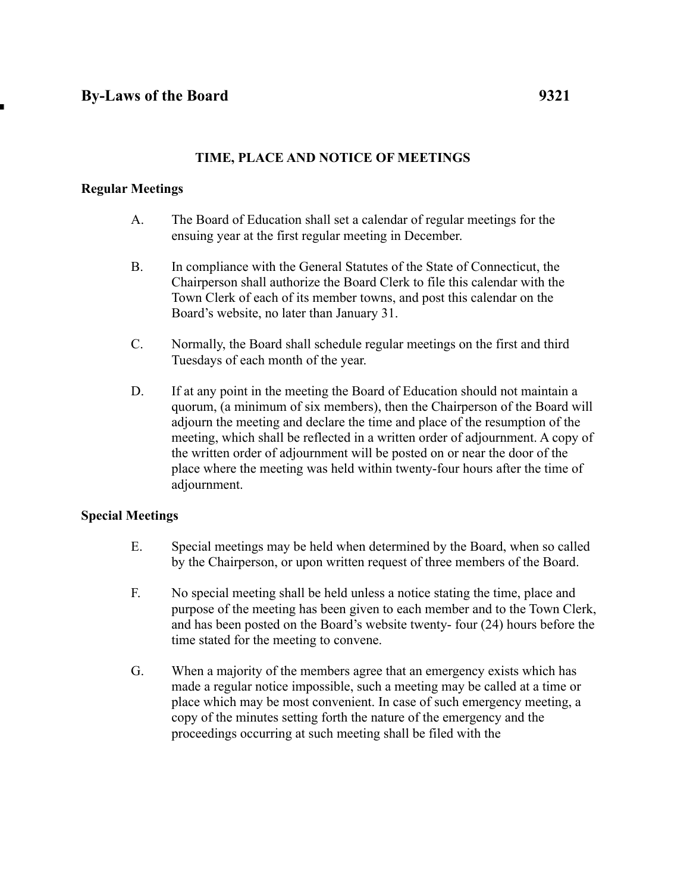# By-Laws of the Board 9321

## TIME, PLACE AND NOTICE OF MEETINGS

### Regular Meetings

A. The Board of Education shall set a calendar of regular meetings for the ensuing year at the first regular meeting in December.

B. In compliance with the General Statutes of the State of Connecticut, the Chairperson shall authorize the Board Clerk to file this calendar with the Town Clerk of each of its member towns, and post this calendar on the Board's website, no later than January 31.

C. Normally, the Board shall schedule regular meetings on the first and third Tuesdays of each month of the year.

D. If at any point in the meeting the Board of Education should not maintain a quorum, (a minimum of six members), then the Chairperson of the Board will adjourn the meeting and declare the time and place of the resumption of the meeting, which shall be reflected in a written order of adjournment. A copy of the written order of adjournment will be posted on or near the door of the place where the meeting was held within twenty-four hours after the time of adjournment.

### Special Meetings

E. Special meetings may be held when determined by the Board, when so called by the Chairperson, or upon written request of three members of the Board.

F. No special meeting shall be held unless a notice stating the time, place and purpose of the meeting has been given to each member and to the Town Clerk, and has been posted on the Board's website twenty- four (24) hours before the time stated for the meeting to convene.

G. When a majority of the members agree that an emergency exists which has made a regular notice impossible, such a meeting may be called at a time or place which may be most convenient. In case of such emergency meeting, a copy of the minutes setting forth the nature of the emergency and the proceedings occurring at such meeting shall be filed with the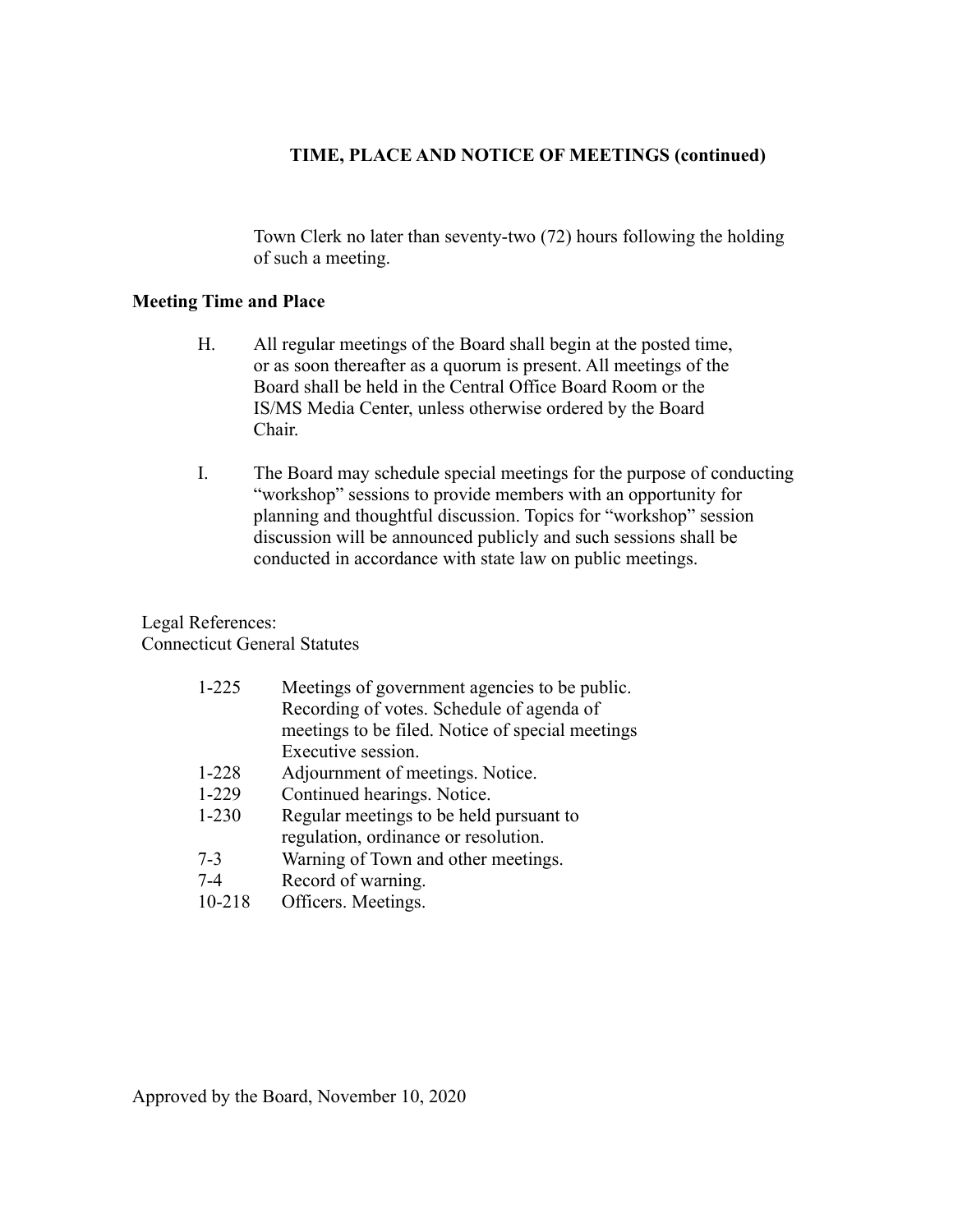**TIME, PLACE AND NOTICE OF MEETINGS (continued)**

Town Clerk no later than seventy-two (72) hours following the holding of such a meeting.

**Meeting Time and Place**

H. All regular meetings of the Board shall begin at the posted time, or as soon thereafter as a quorum is present. All meetings of the Board shall be held in the Central Office Board Room or the IS/MS Media Center, unless otherwise ordered by the Board Chair.

I. The Board may schedule special meetings for the purpose of conducting "workshop" sessions to provide members with an opportunity for planning and thoughtful discussion. Topics for "workshop" session discussion will be announced publicly and such sessions shall be conducted in accordance with state law on public meetings.

Legal References:
Connecticut General Statutes

| | |
|---|---|
| 1-225 | Meetings of government agencies to be public. Recording of votes. Schedule of agenda of meetings to be filed. Notice of special meetings Executive session. |
| 1-228 | Adjournment of meetings. Notice. |
| 1-229 | Continued hearings. Notice. |
| 1-230 | Regular meetings to be held pursuant to regulation, ordinance or resolution. |
| 7-3 | Warning of Town and other meetings. |
| 7-4 | Record of warning. |
| 10-218 | Officers. Meetings. |

Approved by the Board, November 10, 2020